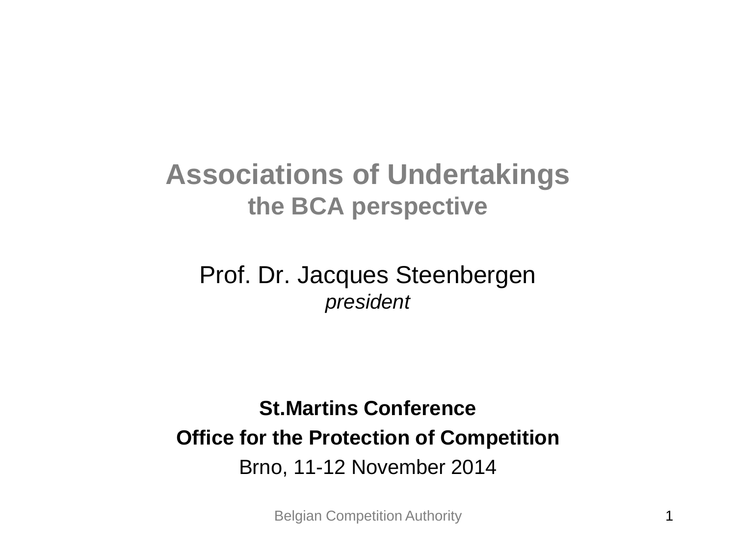# Associations of Undertakings

## the BCA perspective

Prof. Dr. Jacques Steenbergen

*president*

**St.Martins Conference**

**Office for the Protection of Competition**

Brno, 11-12 November 2014

Belgian Competition Authority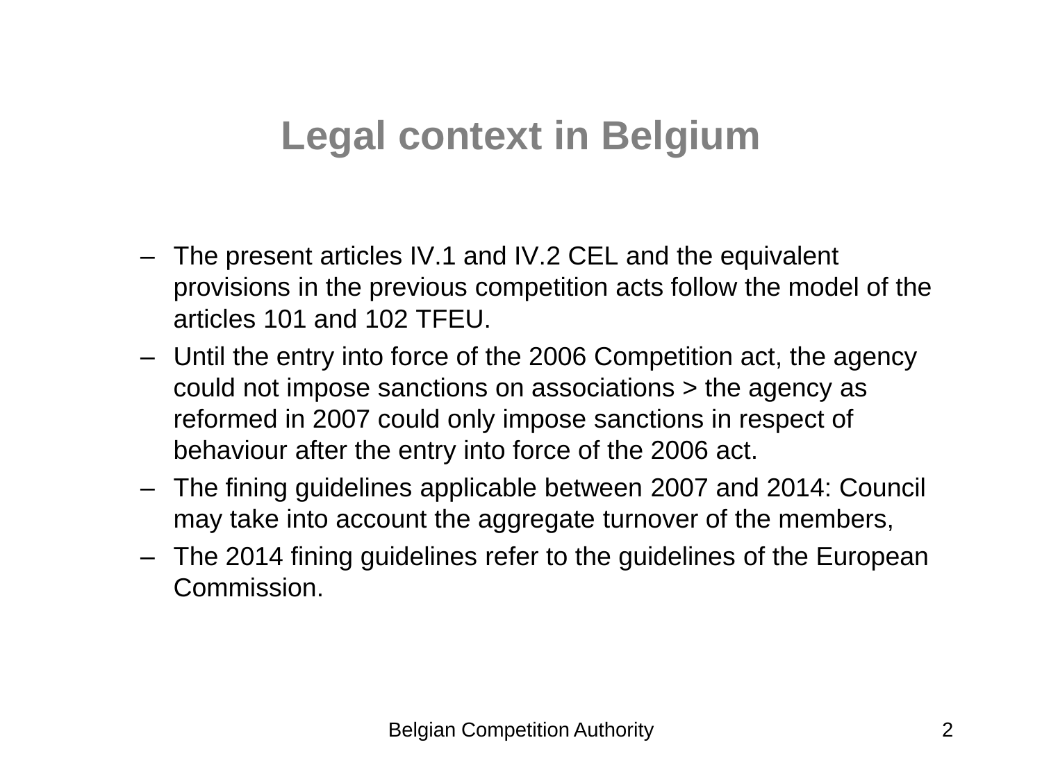# Legal context in Belgium

- The present articles IV.1 and IV.2 CEL and the equivalent provisions in the previous competition acts follow the model of the articles 101 and 102 TFEU.
- Until the entry into force of the 2006 Competition act, the agency could not impose sanctions on associations > the agency as reformed in 2007 could only impose sanctions in respect of behaviour after the entry into force of the 2006 act.
- The fining guidelines applicable between 2007 and 2014: Council may take into account the aggregate turnover of the members,
- The 2014 fining guidelines refer to the guidelines of the European Commission.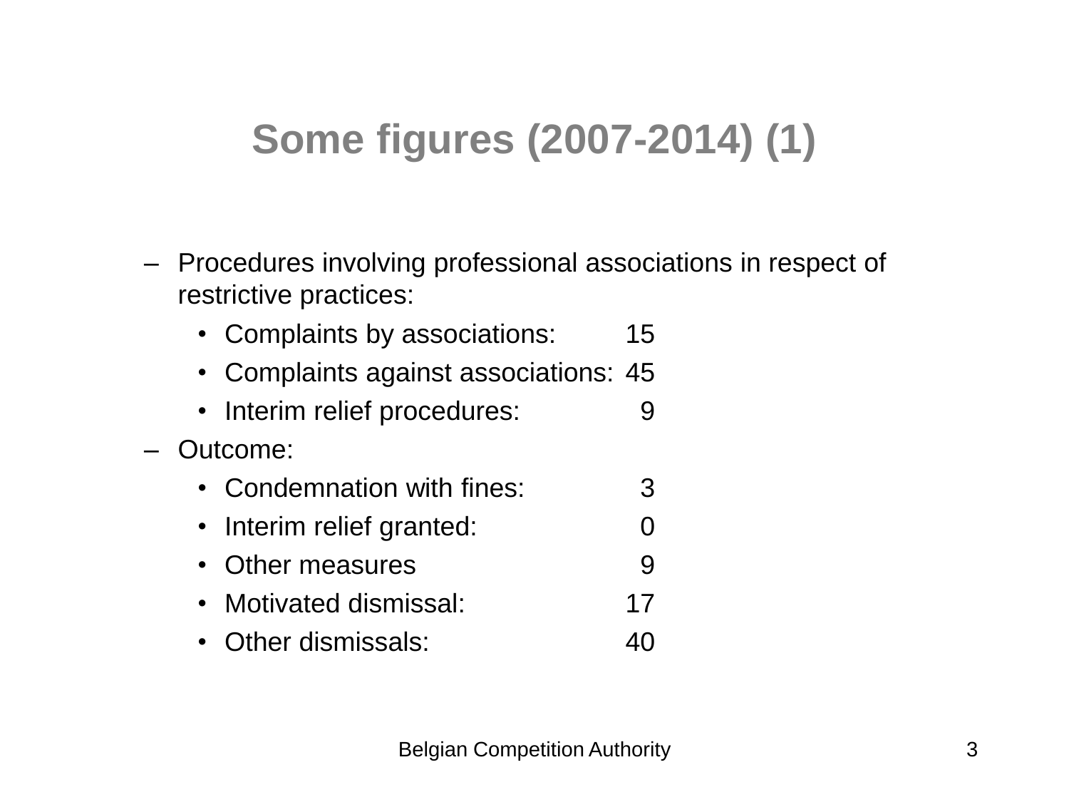# Some figures (2007-2014) (1)

- Procedures involving professional associations in respect of restrictive practices:
  - Complaints by associations: 15
  - Complaints against associations: 45
  - Interim relief procedures: 9
- Outcome:
  - Condemnation with fines: 3
  - Interim relief granted: 0
  - Other measures 9
  - Motivated dismissal: 17
  - Other dismissals: 40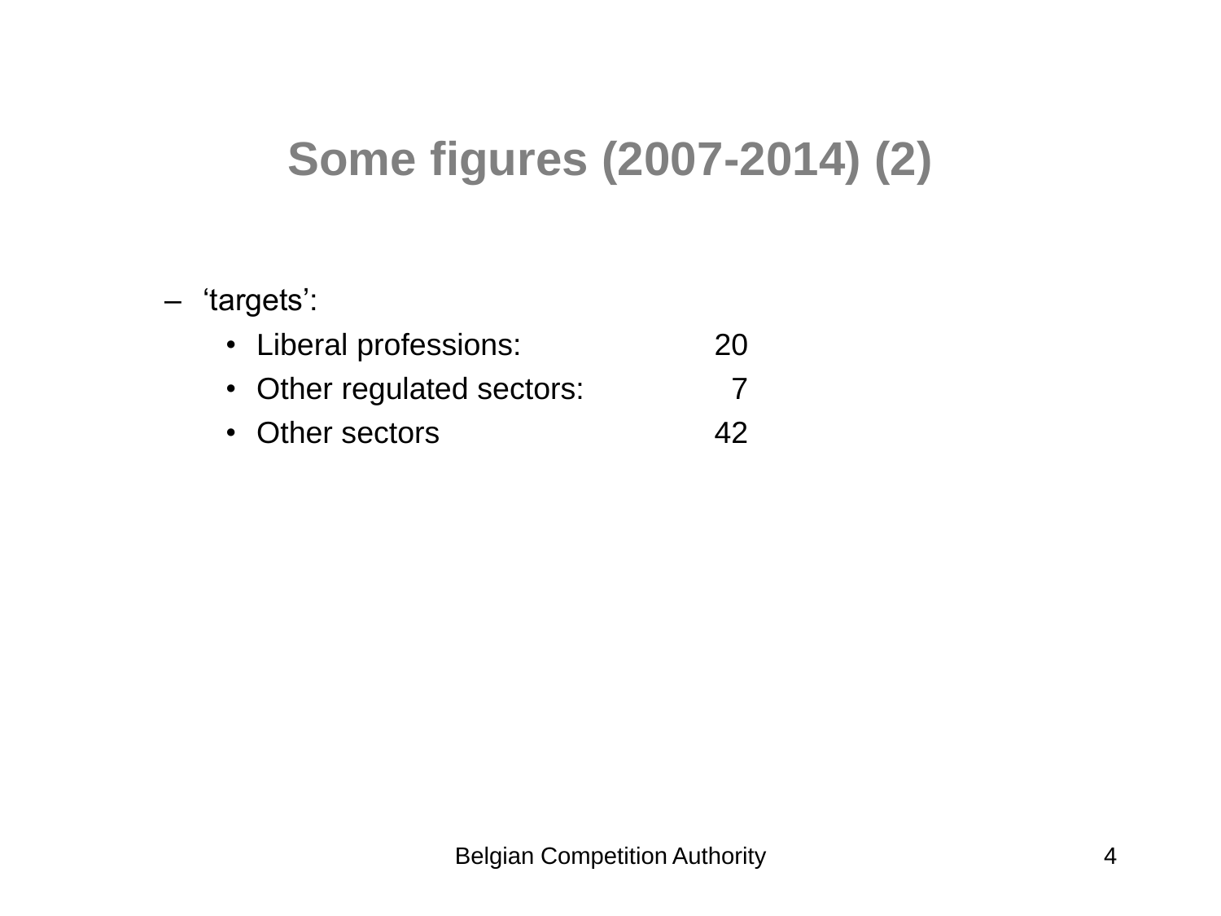# Some figures (2007-2014) (2)

- ‘targets’:
  - Liberal professions: 20
  - Other regulated sectors: 7
  - Other sectors 42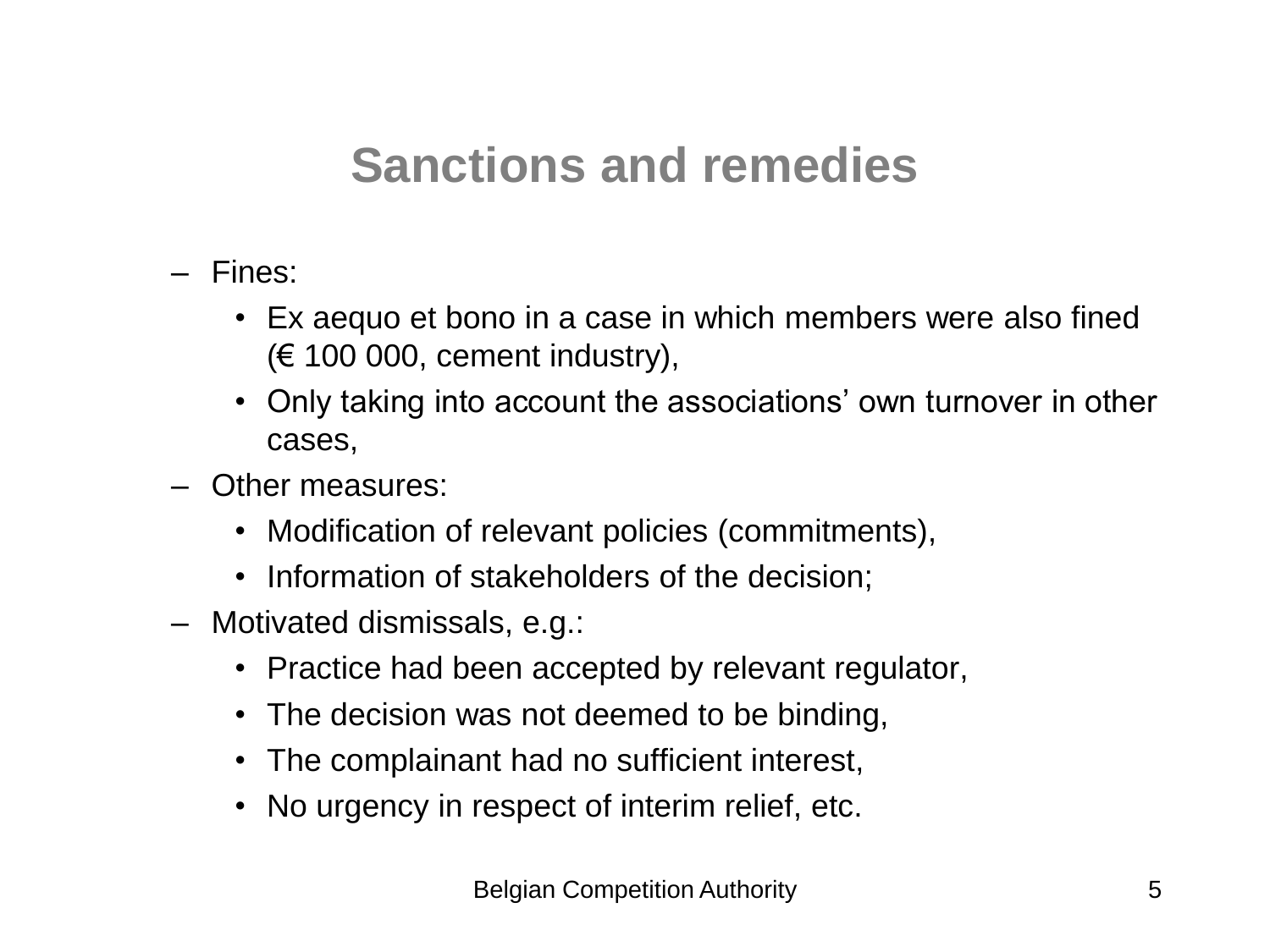# Sanctions and remedies

- Fines:
  - Ex aequo et bono in a case in which members were also fined (€ 100 000, cement industry),
  - Only taking into account the associations' own turnover in other cases,
- Other measures:
  - Modification of relevant policies (commitments),
  - Information of stakeholders of the decision;
- Motivated dismissals, e.g.:
  - Practice had been accepted by relevant regulator,
  - The decision was not deemed to be binding,
  - The complainant had no sufficient interest,
  - No urgency in respect of interim relief, etc.